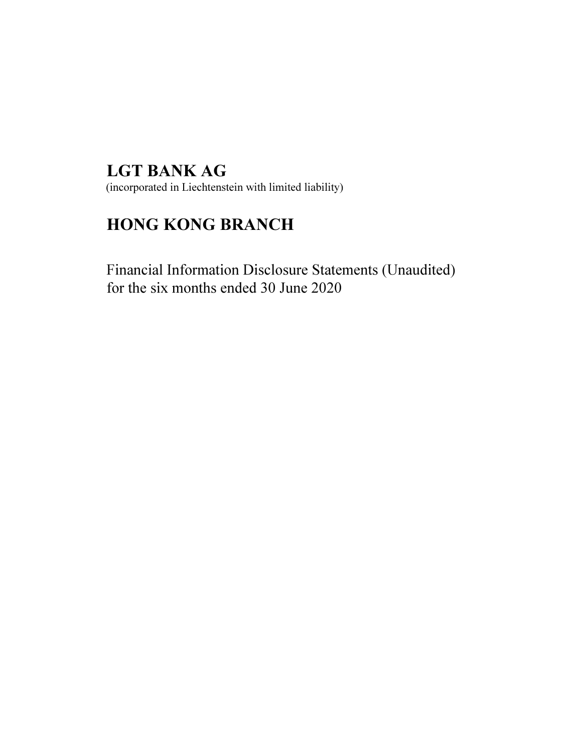# LGT BANK AG

(incorporated in Liechtenstein with limited liability)

# HONG KONG BRANCH

Financial Information Disclosure Statements (Unaudited)
for the six months ended 30 June 2020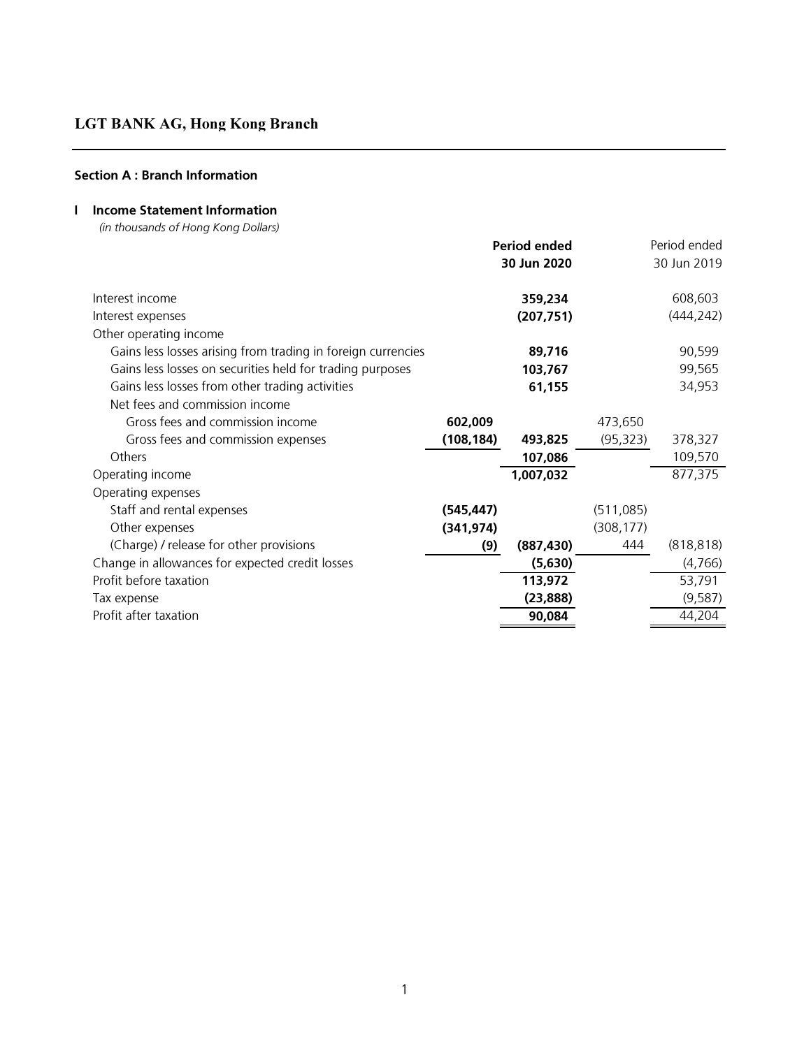# LGT BANK AG, Hong Kong Branch

## Section A : Branch Information

### I Income Statement Information

*(in thousands of Hong Kong Dollars)*

| | | **Period ended 30 Jun 2020** | | Period ended 30 Jun 2019 |
|---|---|---|---|---|
| Interest income | | **359,234** | | 608,603 |
| Interest expenses | | **(207,751)** | | (444,242) |
| Other operating income | | | | |
| Gains less losses arising from trading in foreign currencies | | **89,716** | | 90,599 |
| Gains less losses on securities held for trading purposes | | **103,767** | | 99,565 |
| Gains less losses from other trading activities | | **61,155** | | 34,953 |
| Net fees and commission income | | | | |
| Gross fees and commission income | **602,009** | | 473,650 | |
| Gross fees and commission expenses | **(108,184)** | **493,825** | (95,323) | 378,327 |
| Others | | **107,086** | | 109,570 |
| Operating income | | **1,007,032** | | 877,375 |
| Operating expenses | | | | |
| Staff and rental expenses | **(545,447)** | | (511,085) | |
| Other expenses | **(341,974)** | | (308,177) | |
| (Charge) / release for other provisions | **(9)** | **(887,430)** | 444 | (818,818) |
| Change in allowances for expected credit losses | | **(5,630)** | | (4,766) |
| Profit before taxation | | **113,972** | | 53,791 |
| Tax expense | | **(23,888)** | | (9,587) |
| Profit after taxation | | **90,084** | | 44,204 |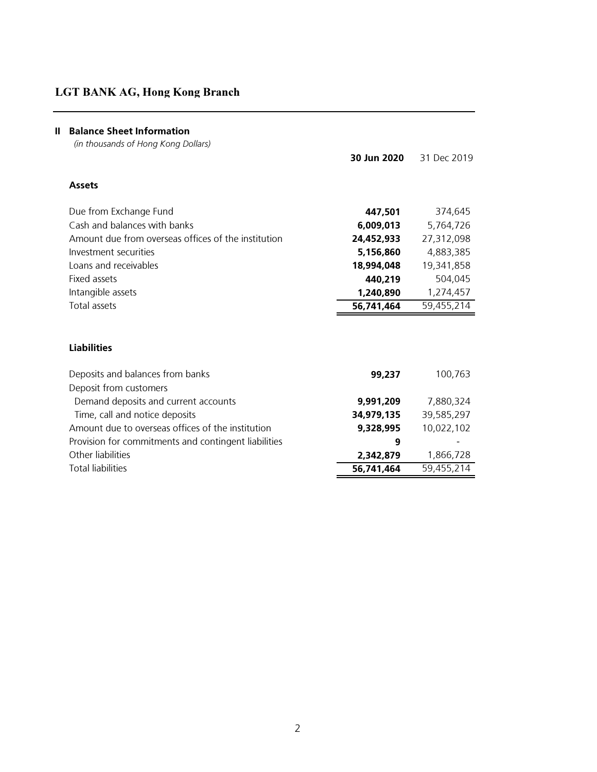# LGT BANK AG, Hong Kong Branch

## II Balance Sheet Information

*(in thousands of Hong Kong Dollars)*

| | **30 Jun 2020** | 31 Dec 2019 |
|---|---|---|
| **Assets** | | |
| Due from Exchange Fund | **447,501** | 374,645 |
| Cash and balances with banks | **6,009,013** | 5,764,726 |
| Amount due from overseas offices of the institution | **24,452,933** | 27,312,098 |
| Investment securities | **5,156,860** | 4,883,385 |
| Loans and receivables | **18,994,048** | 19,341,858 |
| Fixed assets | **440,219** | 504,045 |
| Intangible assets | **1,240,890** | 1,274,457 |
| Total assets | **56,741,464** | 59,455,214 |
| **Liabilities** | | |
| Deposits and balances from banks | **99,237** | 100,763 |
| Deposit from customers | | |
| Demand deposits and current accounts | **9,991,209** | 7,880,324 |
| Time, call and notice deposits | **34,979,135** | 39,585,297 |
| Amount due to overseas offices of the institution | **9,328,995** | 10,022,102 |
| Provision for commitments and contingent liabilities | **9** | - |
| Other liabilities | **2,342,879** | 1,866,728 |
| Total liabilities | **56,741,464** | 59,455,214 |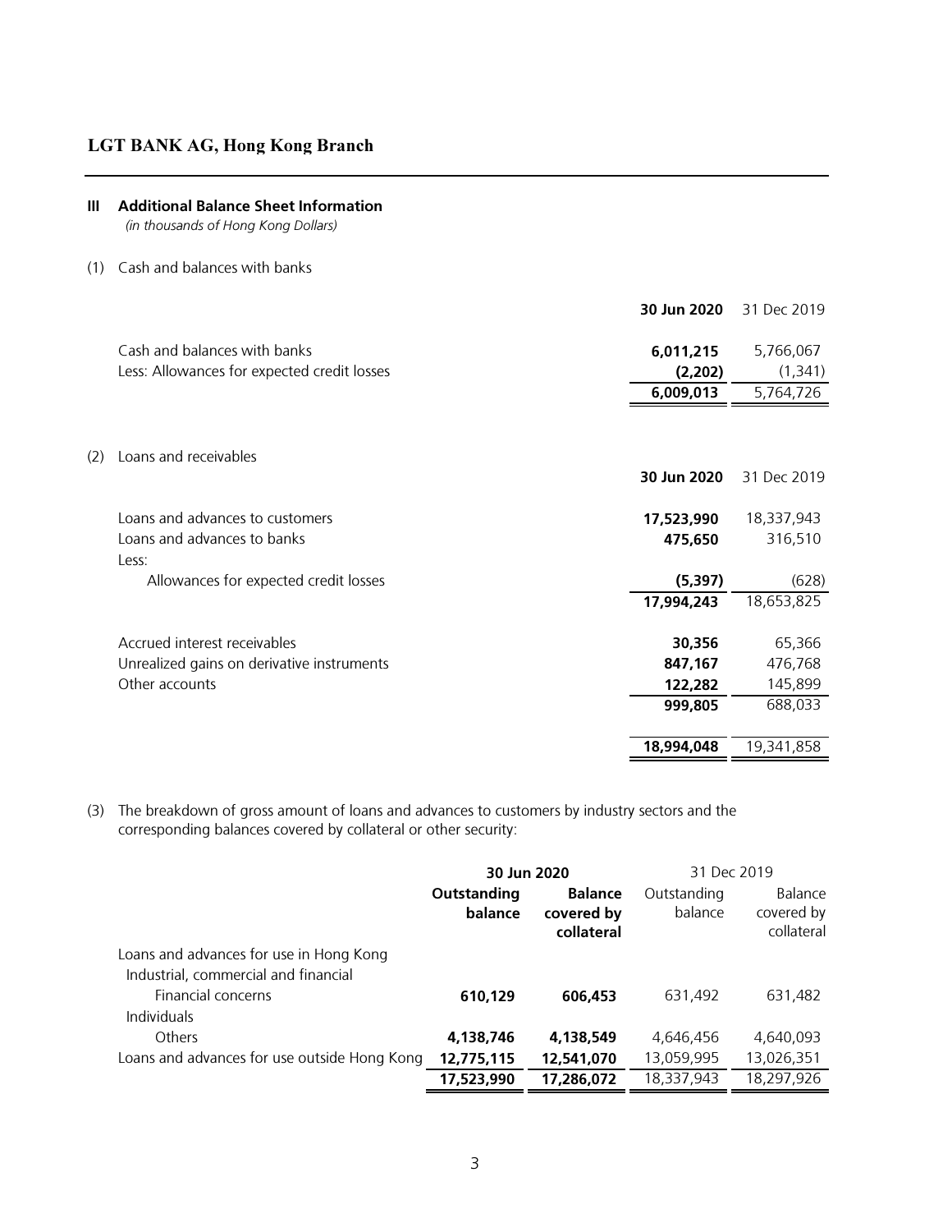**LGT BANK AG, Hong Kong Branch**

## III Additional Balance Sheet Information

*(in thousands of Hong Kong Dollars)*

(1) Cash and balances with banks

| | **30 Jun 2020** | 31 Dec 2019 |
|---|---|---|
| Cash and balances with banks | **6,011,215** | 5,766,067 |
| Less: Allowances for expected credit losses | **(2,202)** | (1,341) |
| | **6,009,013** | 5,764,726 |

(2) Loans and receivables

| | **30 Jun 2020** | 31 Dec 2019 |
|---|---|---|
| Loans and advances to customers | **17,523,990** | 18,337,943 |
| Loans and advances to banks | **475,650** | 316,510 |
| Less: | | |
| Allowances for expected credit losses | **(5,397)** | (628) |
| | **17,994,243** | 18,653,825 |
| Accrued interest receivables | **30,356** | 65,366 |
| Unrealized gains on derivative instruments | **847,167** | 476,768 |
| Other accounts | **122,282** | 145,899 |
| | **999,805** | 688,033 |
| | **18,994,048** | 19,341,858 |

(3) The breakdown of gross amount of loans and advances to customers by industry sectors and the corresponding balances covered by collateral or other security:

| | **30 Jun 2020** | | 31 Dec 2019 | |
|---|---|---|---|---|
| | **Outstanding balance** | **Balance covered by collateral** | Outstanding balance | Balance covered by collateral |
| Loans and advances for use in Hong Kong | | | | |
| Industrial, commercial and financial | | | | |
| Financial concerns | **610,129** | **606,453** | 631,492 | 631,482 |
| Individuals | | | | |
| Others | **4,138,746** | **4,138,549** | 4,646,456 | 4,640,093 |
| Loans and advances for use outside Hong Kong | **12,775,115** | **12,541,070** | 13,059,995 | 13,026,351 |
| | **17,523,990** | **17,286,072** | 18,337,943 | 18,297,926 |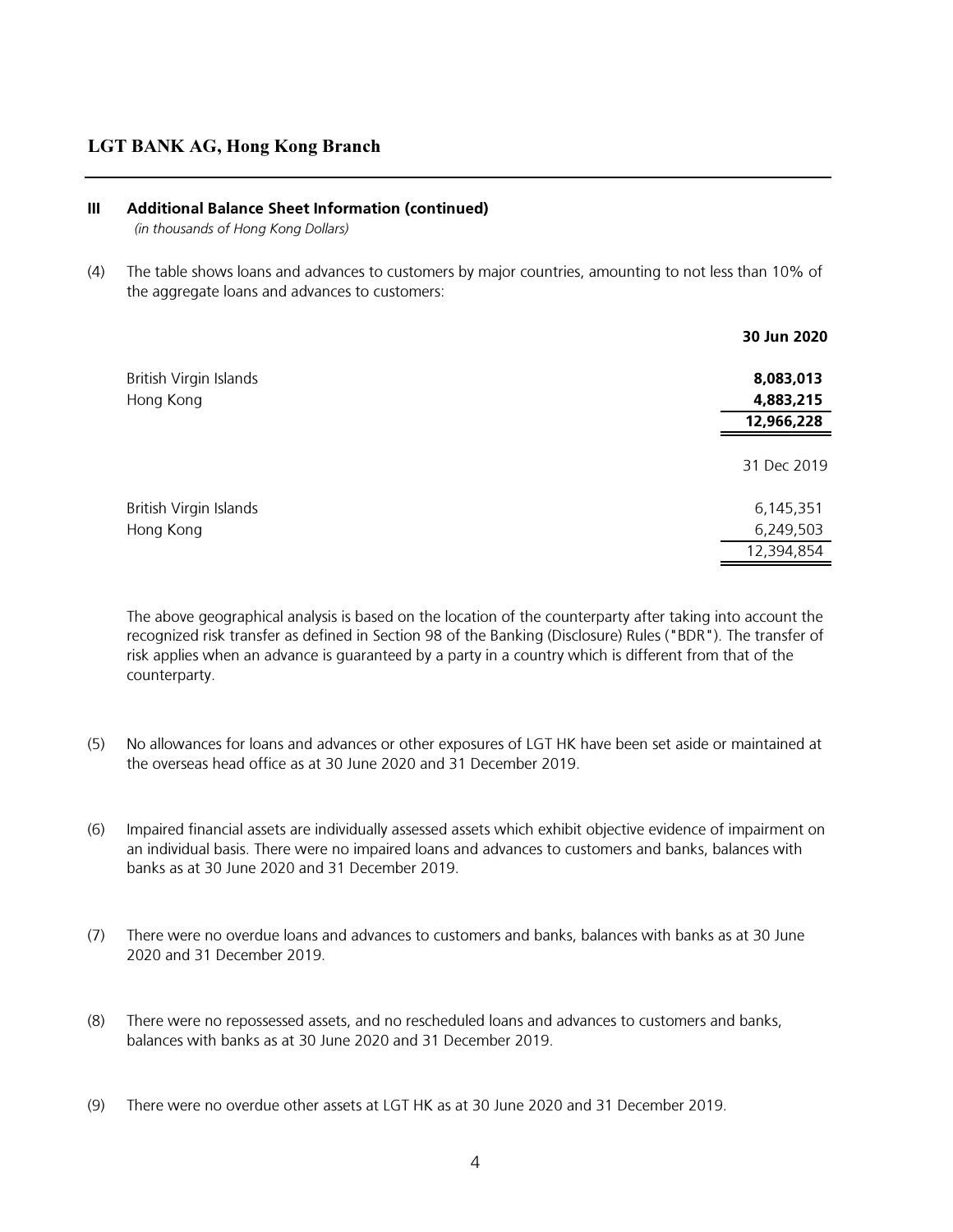# LGT BANK AG, Hong Kong Branch

## III Additional Balance Sheet Information (continued)

*(in thousands of Hong Kong Dollars)*

(4) The table shows loans and advances to customers by major countries, amounting to not less than 10% of the aggregate loans and advances to customers:

| | **30 Jun 2020** |
|---|---|
| British Virgin Islands | **8,083,013** |
| Hong Kong | **4,883,215** |
| | **12,966,228** |

| | 31 Dec 2019 |
|---|---|
| British Virgin Islands | 6,145,351 |
| Hong Kong | 6,249,503 |
| | 12,394,854 |

The above geographical analysis is based on the location of the counterparty after taking into account the recognized risk transfer as defined in Section 98 of the Banking (Disclosure) Rules ("BDR"). The transfer of risk applies when an advance is guaranteed by a party in a country which is different from that of the counterparty.

(5) No allowances for loans and advances or other exposures of LGT HK have been set aside or maintained at the overseas head office as at 30 June 2020 and 31 December 2019.

(6) Impaired financial assets are individually assessed assets which exhibit objective evidence of impairment on an individual basis. There were no impaired loans and advances to customers and banks, balances with banks as at 30 June 2020 and 31 December 2019.

(7) There were no overdue loans and advances to customers and banks, balances with banks as at 30 June 2020 and 31 December 2019.

(8) There were no repossessed assets, and no rescheduled loans and advances to customers and banks, balances with banks as at 30 June 2020 and 31 December 2019.

(9) There were no overdue other assets at LGT HK as at 30 June 2020 and 31 December 2019.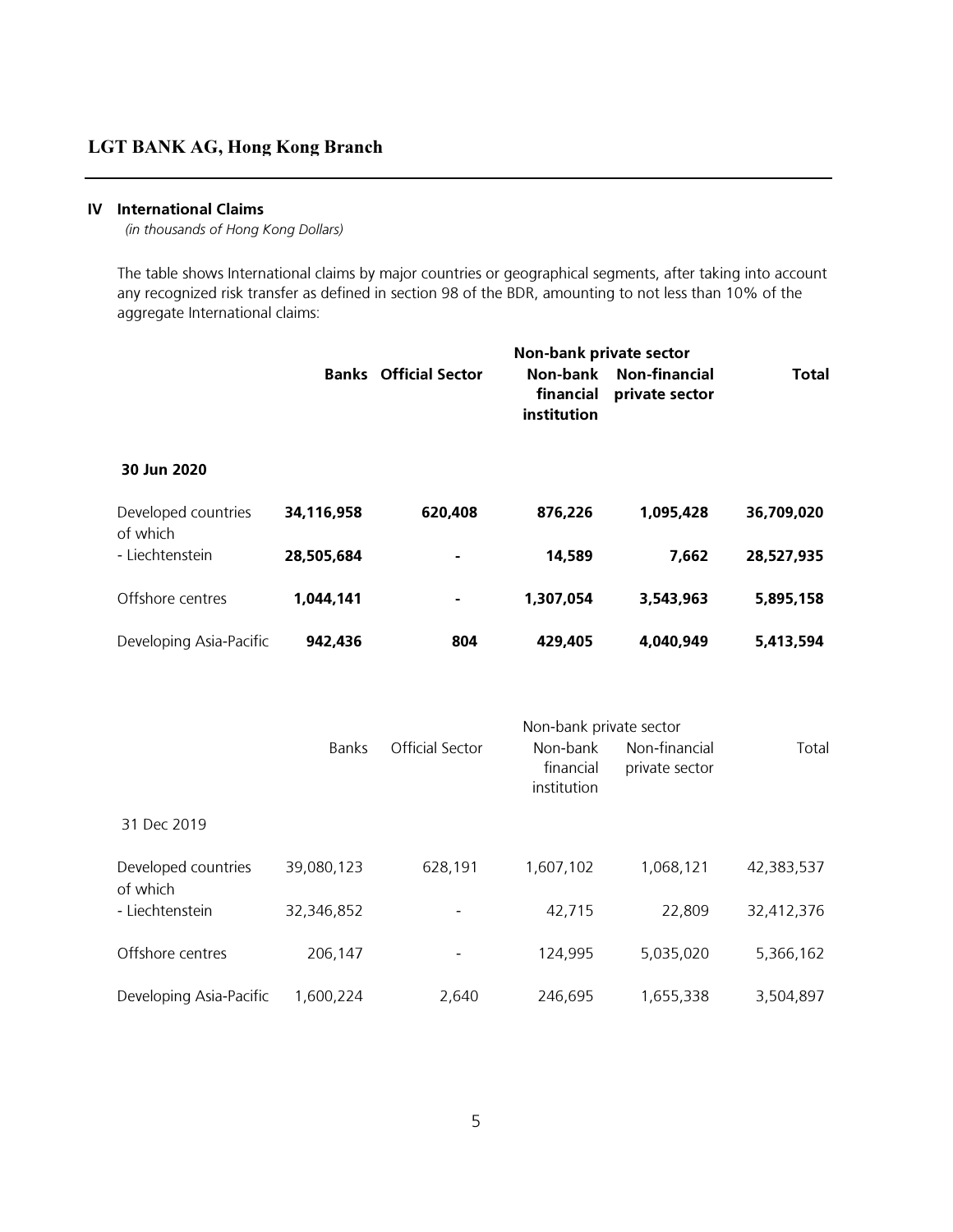## IV International Claims

*(in thousands of Hong Kong Dollars)*

The table shows International claims by major countries or geographical segments, after taking into account any recognized risk transfer as defined in section 98 of the BDR, amounting to not less than 10% of the aggregate International claims:

| | Banks | Official Sector | Non-bank private sector | | Total |
|---|---|---|---|---|---|
| | | | Non-bank financial institution | Non-financial private sector | |
| **30 Jun 2020** | | | | | |
| Developed countries of which | **34,116,958** | **620,408** | **876,226** | **1,095,428** | **36,709,020** |
| - Liechtenstein | **28,505,684** | **-** | **14,589** | **7,662** | **28,527,935** |
| Offshore centres | **1,044,141** | **-** | **1,307,054** | **3,543,963** | **5,895,158** |
| Developing Asia-Pacific | **942,436** | **804** | **429,405** | **4,040,949** | **5,413,594** |

| | Banks | Official Sector | Non-bank private sector | | Total |
|---|---|---|---|---|---|
| | | | Non-bank financial institution | Non-financial private sector | |
| 31 Dec 2019 | | | | | |
| Developed countries of which | 39,080,123 | 628,191 | 1,607,102 | 1,068,121 | 42,383,537 |
| - Liechtenstein | 32,346,852 | - | 42,715 | 22,809 | 32,412,376 |
| Offshore centres | 206,147 | - | 124,995 | 5,035,020 | 5,366,162 |
| Developing Asia-Pacific | 1,600,224 | 2,640 | 246,695 | 1,655,338 | 3,504,897 |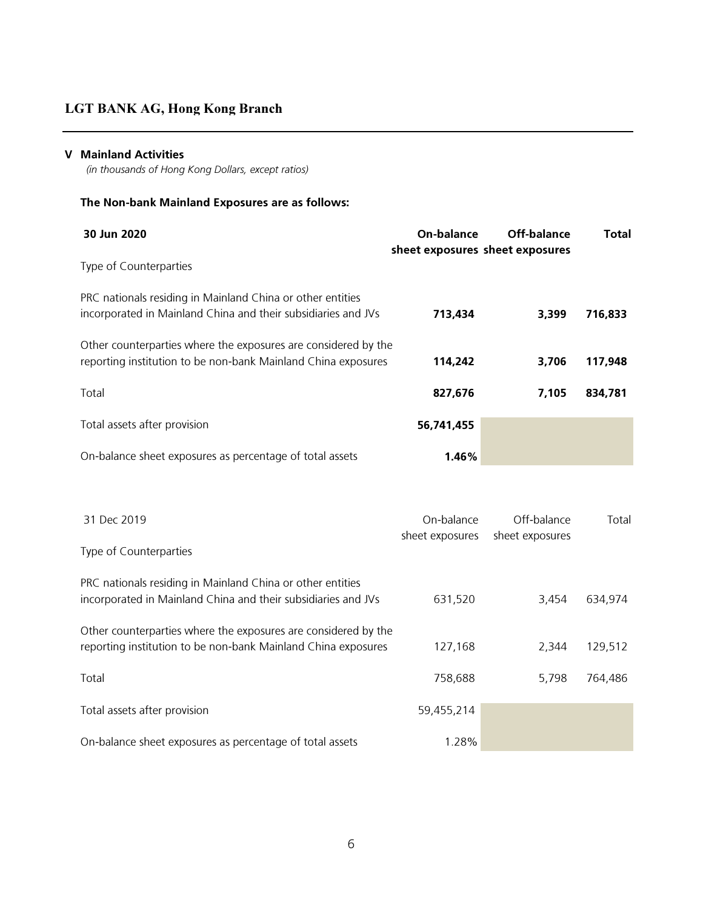## V Mainland Activities

*(in thousands of Hong Kong Dollars, except ratios)*

**The Non-bank Mainland Exposures are as follows:**

| **30 Jun 2020** | **On-balance sheet exposures** | **Off-balance sheet exposures** | **Total** |
|---|---|---|---|
| Type of Counterparties | | | |
| PRC nationals residing in Mainland China or other entities incorporated in Mainland China and their subsidiaries and JVs | **713,434** | **3,399** | **716,833** |
| Other counterparties where the exposures are considered by the reporting institution to be non-bank Mainland China exposures | **114,242** | **3,706** | **117,948** |
| Total | **827,676** | **7,105** | **834,781** |
| Total assets after provision | **56,741,455** | | |
| On-balance sheet exposures as percentage of total assets | **1.46%** | | |

| 31 Dec 2019 | On-balance sheet exposures | Off-balance sheet exposures | Total |
|---|---|---|---|
| Type of Counterparties | | | |
| PRC nationals residing in Mainland China or other entities incorporated in Mainland China and their subsidiaries and JVs | 631,520 | 3,454 | 634,974 |
| Other counterparties where the exposures are considered by the reporting institution to be non-bank Mainland China exposures | 127,168 | 2,344 | 129,512 |
| Total | 758,688 | 5,798 | 764,486 |
| Total assets after provision | 59,455,214 | | |
| On-balance sheet exposures as percentage of total assets | 1.28% | | |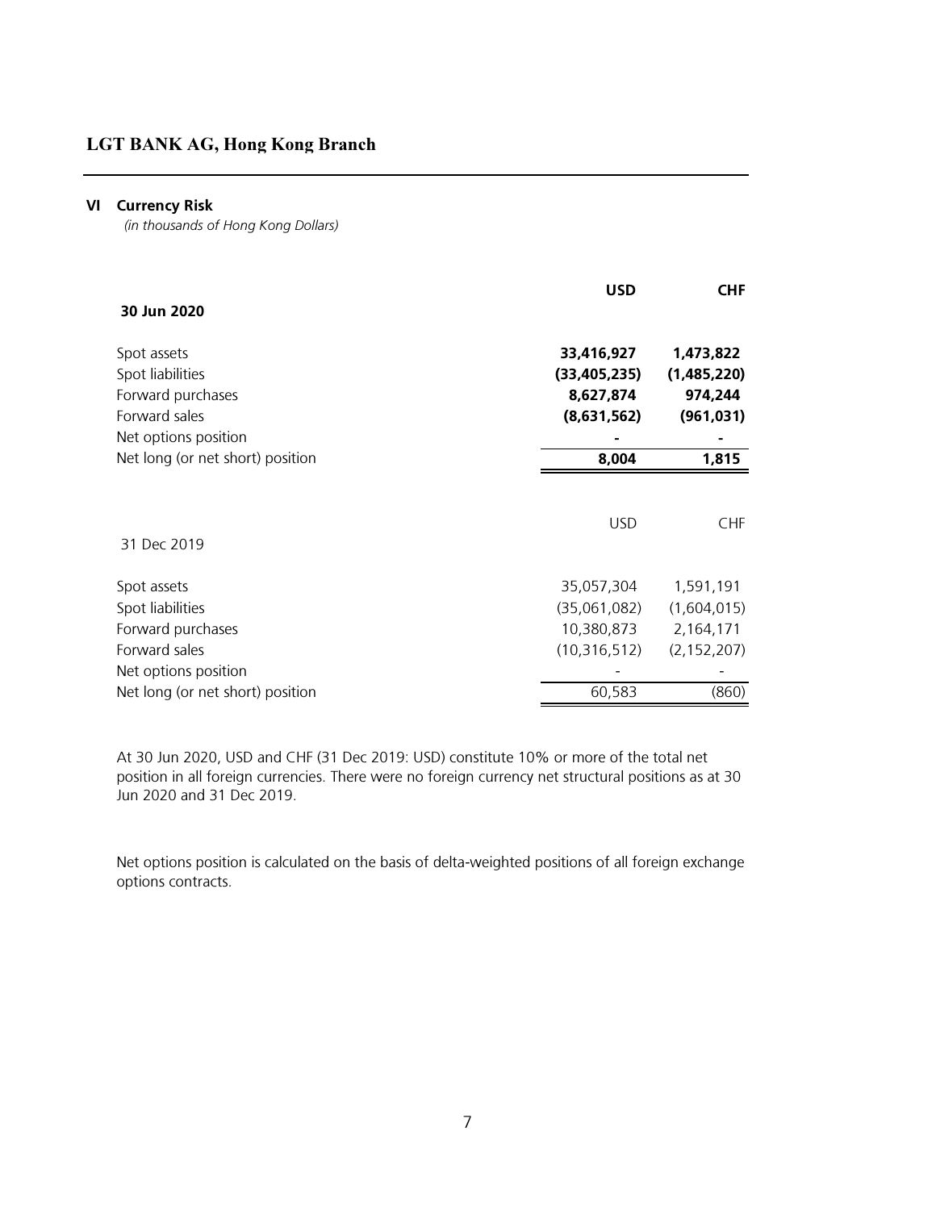## VI Currency Risk

*(in thousands of Hong Kong Dollars)*

| **30 Jun 2020** | **USD** | **CHF** |
|---|---|---|
| Spot assets | **33,416,927** | **1,473,822** |
| Spot liabilities | **(33,405,235)** | **(1,485,220)** |
| Forward purchases | **8,627,874** | **974,244** |
| Forward sales | **(8,631,562)** | **(961,031)** |
| Net options position | **-** | **-** |
| Net long (or net short) position | **8,004** | **1,815** |

| 31 Dec 2019 | USD | CHF |
|---|---|---|
| Spot assets | 35,057,304 | 1,591,191 |
| Spot liabilities | (35,061,082) | (1,604,015) |
| Forward purchases | 10,380,873 | 2,164,171 |
| Forward sales | (10,316,512) | (2,152,207) |
| Net options position | - | - |
| Net long (or net short) position | 60,583 | (860) |

At 30 Jun 2020, USD and CHF (31 Dec 2019: USD) constitute 10% or more of the total net position in all foreign currencies. There were no foreign currency net structural positions as at 30 Jun 2020 and 31 Dec 2019.

Net options position is calculated on the basis of delta-weighted positions of all foreign exchange options contracts.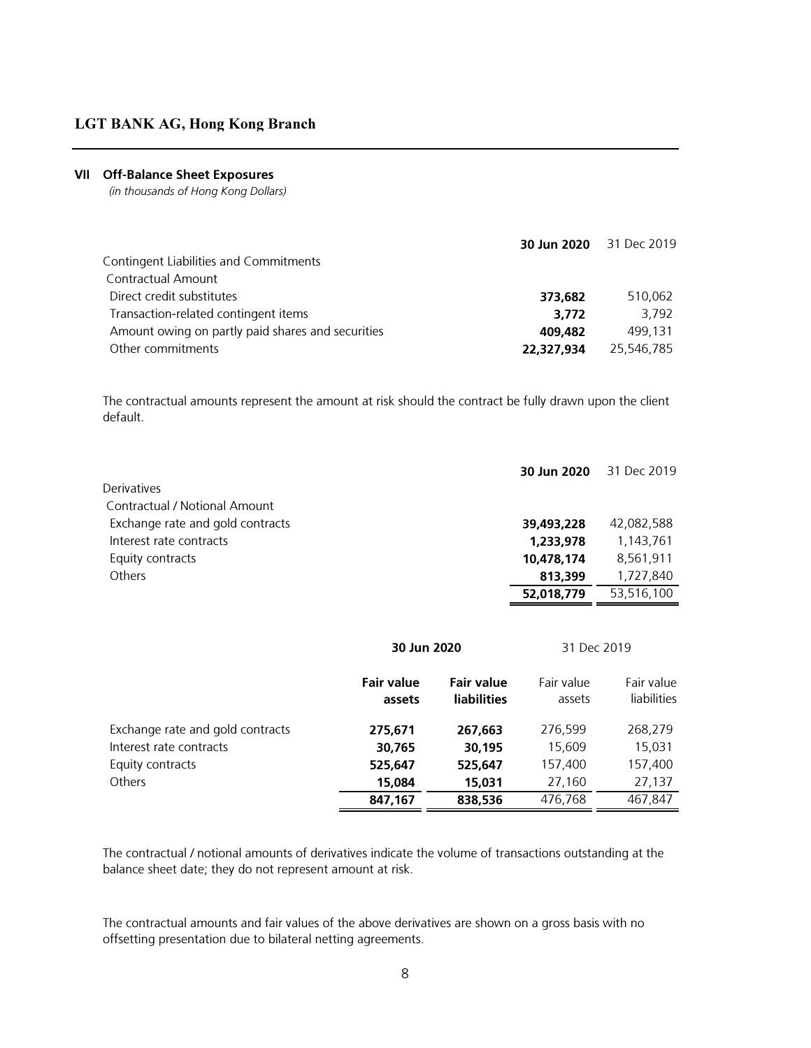## VII Off-Balance Sheet Exposures

*(in thousands of Hong Kong Dollars)*

| | **30 Jun 2020** | 31 Dec 2019 |
|---|---|---|
| Contingent Liabilities and Commitments | | |
| Contractual Amount | | |
| Direct credit substitutes | **373,682** | 510,062 |
| Transaction-related contingent items | **3,772** | 3,792 |
| Amount owing on partly paid shares and securities | **409,482** | 499,131 |
| Other commitments | **22,327,934** | 25,546,785 |

The contractual amounts represent the amount at risk should the contract be fully drawn upon the client default.

| | **30 Jun 2020** | 31 Dec 2019 |
|---|---|---|
| Derivatives | | |
| Contractual / Notional Amount | | |
| Exchange rate and gold contracts | **39,493,228** | 42,082,588 |
| Interest rate contracts | **1,233,978** | 1,143,761 |
| Equity contracts | **10,478,174** | 8,561,911 |
| Others | **813,399** | 1,727,840 |
| | **52,018,779** | 53,516,100 |

| | **30 Jun 2020** | | 31 Dec 2019 | |
|---|---|---|---|---|
| | **Fair value assets** | **Fair value liabilities** | Fair value assets | Fair value liabilities |
| Exchange rate and gold contracts | **275,671** | **267,663** | 276,599 | 268,279 |
| Interest rate contracts | **30,765** | **30,195** | 15,609 | 15,031 |
| Equity contracts | **525,647** | **525,647** | 157,400 | 157,400 |
| Others | **15,084** | **15,031** | 27,160 | 27,137 |
| | **847,167** | **838,536** | 476,768 | 467,847 |

The contractual / notional amounts of derivatives indicate the volume of transactions outstanding at the balance sheet date; they do not represent amount at risk.

The contractual amounts and fair values of the above derivatives are shown on a gross basis with no offsetting presentation due to bilateral netting agreements.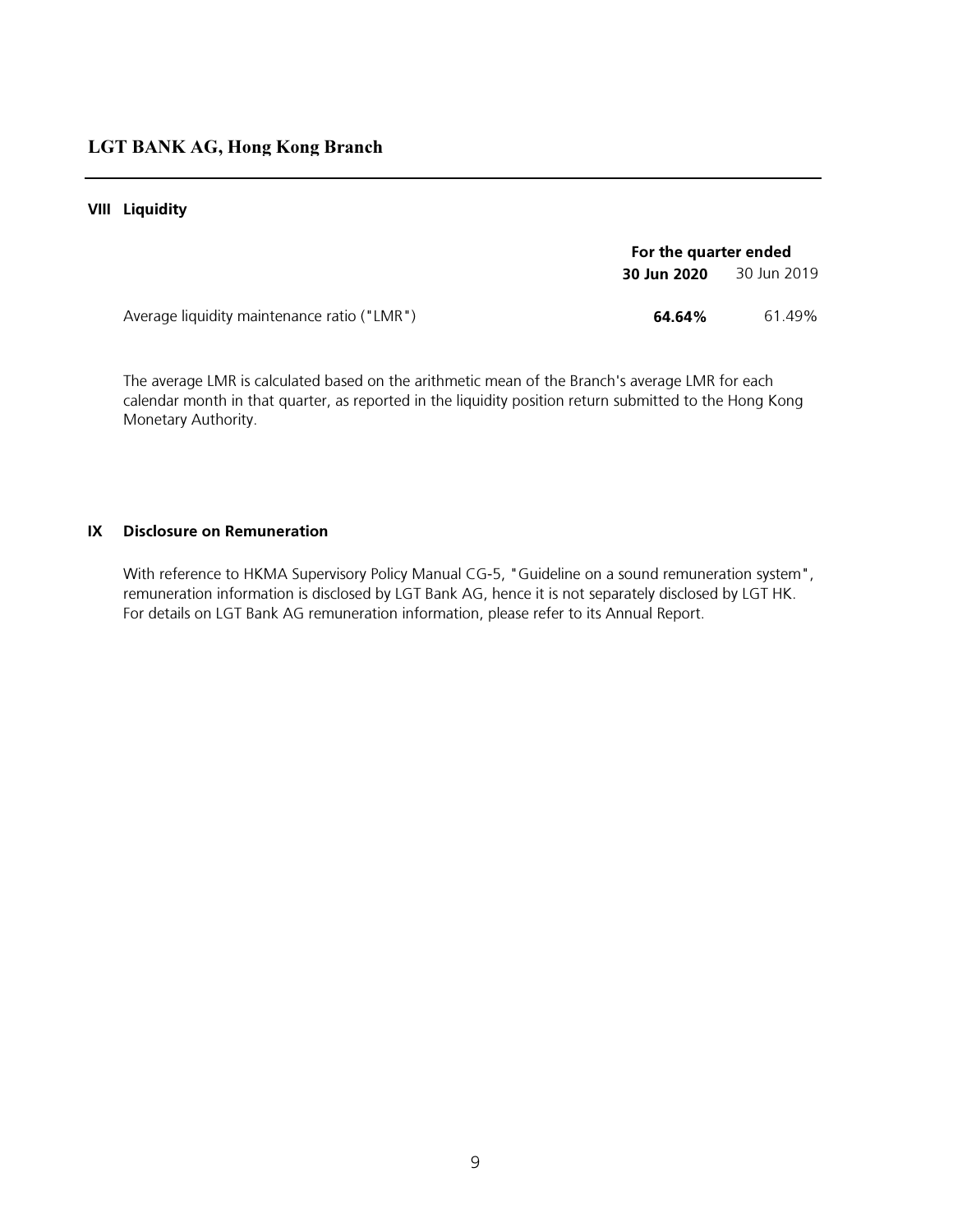## VIII Liquidity

| | For the quarter ended | |
|---|---|---|
| | **30 Jun 2020** | 30 Jun 2019 |
| Average liquidity maintenance ratio ("LMR") | **64.64%** | 61.49% |

The average LMR is calculated based on the arithmetic mean of the Branch's average LMR for each calendar month in that quarter, as reported in the liquidity position return submitted to the Hong Kong Monetary Authority.

## IX Disclosure on Remuneration

With reference to HKMA Supervisory Policy Manual CG-5, "Guideline on a sound remuneration system", remuneration information is disclosed by LGT Bank AG, hence it is not separately disclosed by LGT HK. For details on LGT Bank AG remuneration information, please refer to its Annual Report.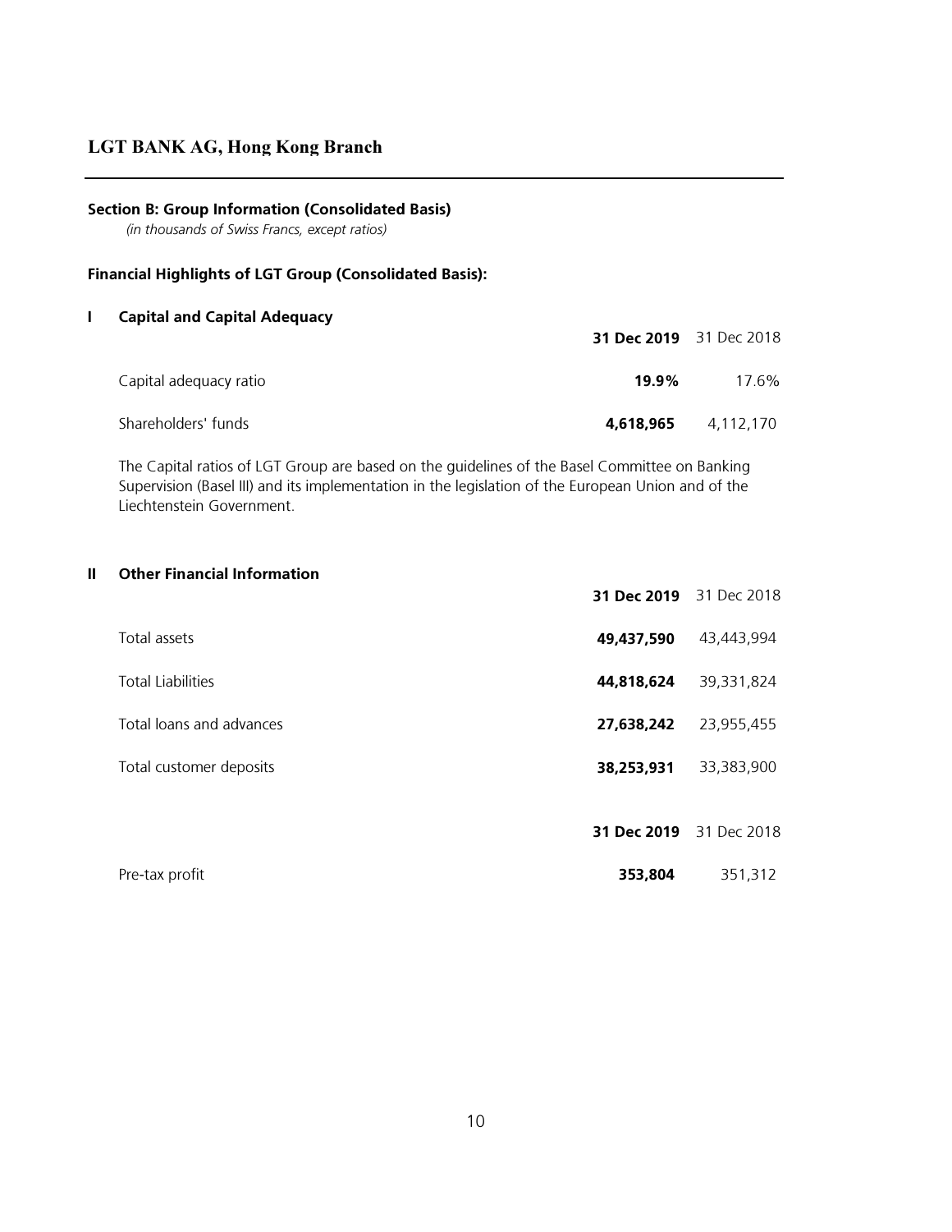# LGT BANK AG, Hong Kong Branch

**Section B: Group Information (Consolidated Basis)**

*(in thousands of Swiss Francs, except ratios)*

**Financial Highlights of LGT Group (Consolidated Basis):**

## I Capital and Capital Adequacy

| | **31 Dec 2019** | 31 Dec 2018 |
|---|---|---|
| Capital adequacy ratio | **19.9%** | 17.6% |
| Shareholders' funds | **4,618,965** | 4,112,170 |

The Capital ratios of LGT Group are based on the guidelines of the Basel Committee on Banking Supervision (Basel III) and its implementation in the legislation of the European Union and of the Liechtenstein Government.

## II Other Financial Information

| | **31 Dec 2019** | 31 Dec 2018 |
|---|---|---|
| Total assets | **49,437,590** | 43,443,994 |
| Total Liabilities | **44,818,624** | 39,331,824 |
| Total loans and advances | **27,638,242** | 23,955,455 |
| Total customer deposits | **38,253,931** | 33,383,900 |

| | **31 Dec 2019** | 31 Dec 2018 |
|---|---|---|
| Pre-tax profit | **353,804** | 351,312 |